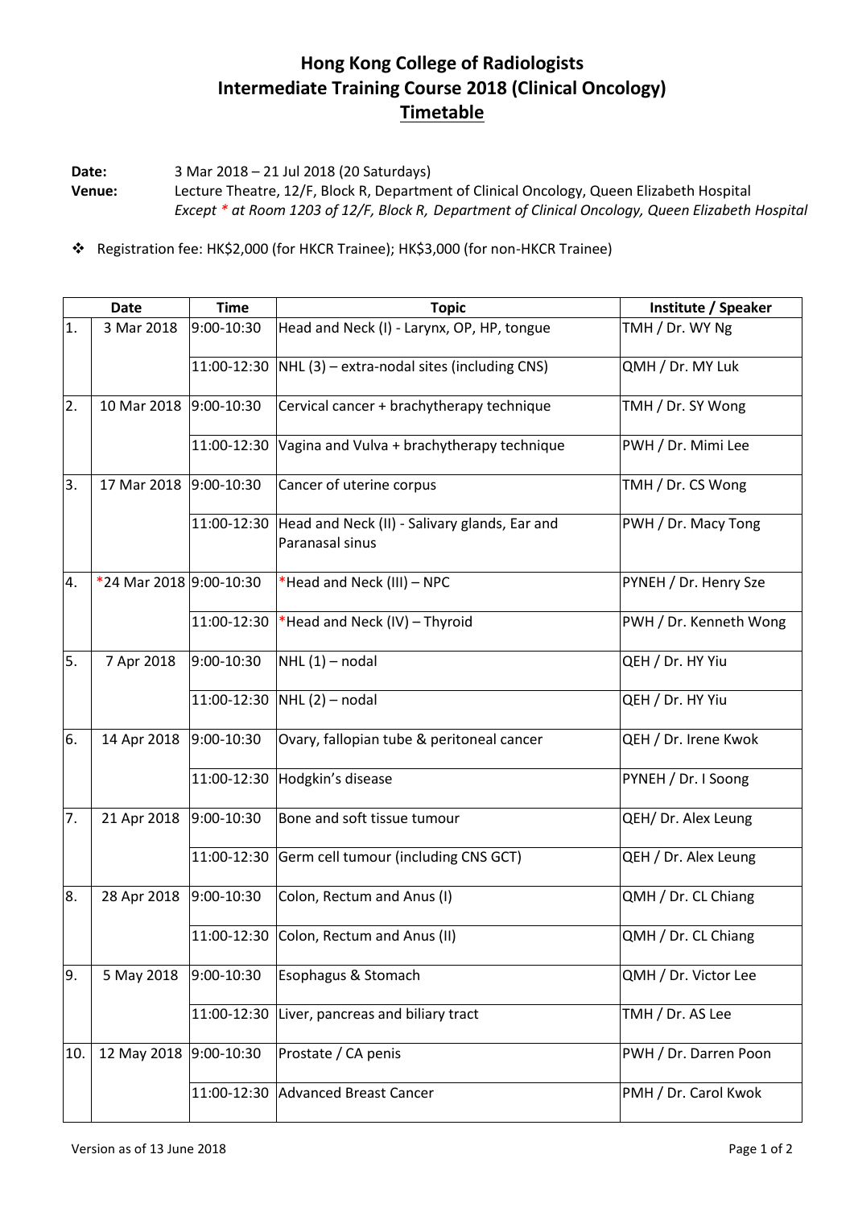# Hong Kong College of Radiologists
# Intermediate Training Course 2018 (Clinical Oncology)
## Timetable

**Date:** 3 Mar 2018 – 21 Jul 2018 (20 Saturdays)

**Venue:** Lecture Theatre, 12/F, Block R, Department of Clinical Oncology, Queen Elizabeth Hospital
*Except * at Room 1203 of 12/F, Block R, Department of Clinical Oncology, Queen Elizabeth Hospital*

- Registration fee: HK$2,000 (for HKCR Trainee); HK$3,000 (for non-HKCR Trainee)

| | Date | Time | Topic | Institute / Speaker |
|---|---|---|---|---|
| 1. | 3 Mar 2018 | 9:00-10:30 | Head and Neck (I) - Larynx, OP, HP, tongue | TMH / Dr. WY Ng |
| | | 11:00-12:30 | NHL (3) – extra-nodal sites (including CNS) | QMH / Dr. MY Luk |
| 2. | 10 Mar 2018 | 9:00-10:30 | Cervical cancer + brachytherapy technique | TMH / Dr. SY Wong |
| | | 11:00-12:30 | Vagina and Vulva + brachytherapy technique | PWH / Dr. Mimi Lee |
| 3. | 17 Mar 2018 | 9:00-10:30 | Cancer of uterine corpus | TMH / Dr. CS Wong |
| | | 11:00-12:30 | Head and Neck (II) - Salivary glands, Ear and Paranasal sinus | PWH / Dr. Macy Tong |
| 4. | *24 Mar 2018 | 9:00-10:30 | *Head and Neck (III) – NPC | PYNEH / Dr. Henry Sze |
| | | 11:00-12:30 | *Head and Neck (IV) – Thyroid | PWH / Dr. Kenneth Wong |
| 5. | 7 Apr 2018 | 9:00-10:30 | NHL (1) – nodal | QEH / Dr. HY Yiu |
| | | 11:00-12:30 | NHL (2) – nodal | QEH / Dr. HY Yiu |
| 6. | 14 Apr 2018 | 9:00-10:30 | Ovary, fallopian tube & peritoneal cancer | QEH / Dr. Irene Kwok |
| | | 11:00-12:30 | Hodgkin's disease | PYNEH / Dr. I Soong |
| 7. | 21 Apr 2018 | 9:00-10:30 | Bone and soft tissue tumour | QEH/ Dr. Alex Leung |
| | | 11:00-12:30 | Germ cell tumour (including CNS GCT) | QEH / Dr. Alex Leung |
| 8. | 28 Apr 2018 | 9:00-10:30 | Colon, Rectum and Anus (I) | QMH / Dr. CL Chiang |
| | | 11:00-12:30 | Colon, Rectum and Anus (II) | QMH / Dr. CL Chiang |
| 9. | 5 May 2018 | 9:00-10:30 | Esophagus & Stomach | QMH / Dr. Victor Lee |
| | | 11:00-12:30 | Liver, pancreas and biliary tract | TMH / Dr. AS Lee |
| 10. | 12 May 2018 | 9:00-10:30 | Prostate / CA penis | PWH / Dr. Darren Poon |
| | | 11:00-12:30 | Advanced Breast Cancer | PMH / Dr. Carol Kwok |

Version as of 13 June 2018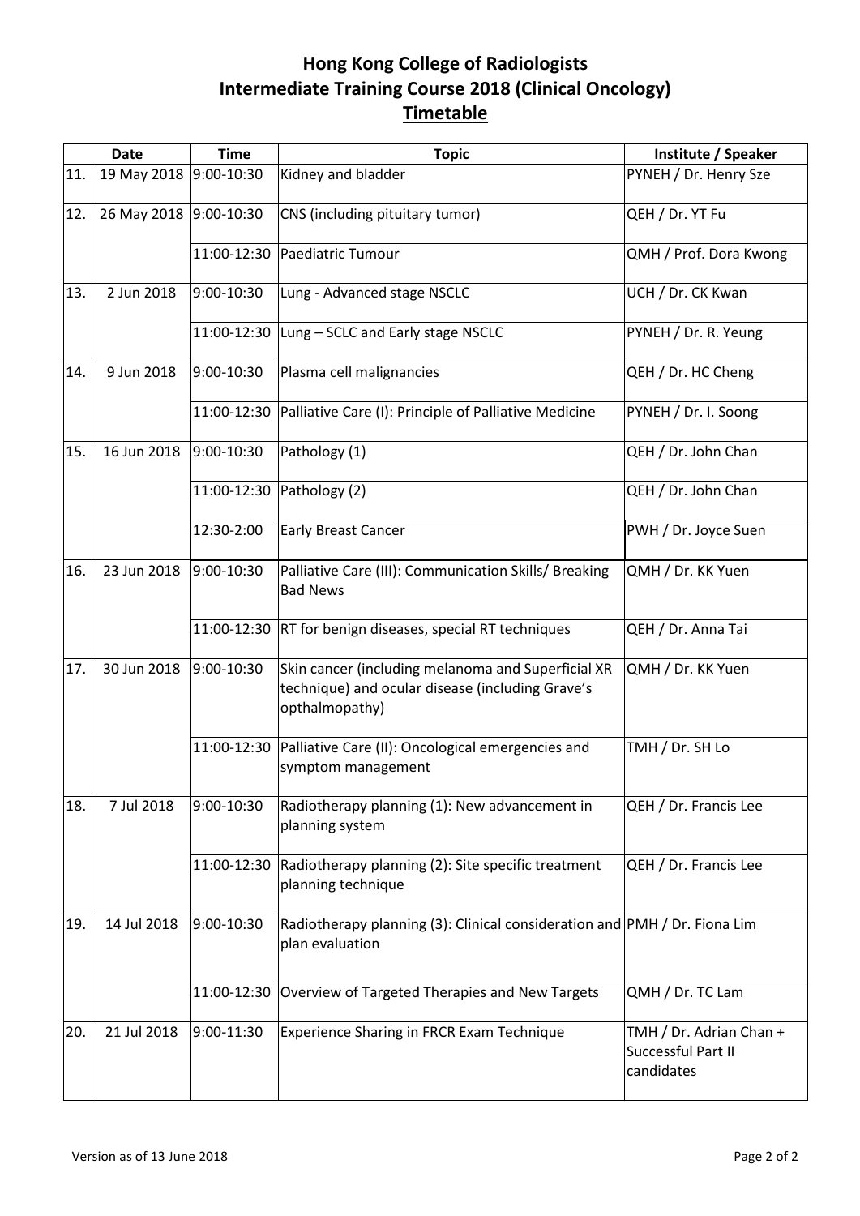# Hong Kong College of Radiologists
# Intermediate Training Course 2018 (Clinical Oncology)
## Timetable

| | Date | Time | Topic | Institute / Speaker |
|---|---|---|---|---|
| 11. | 19 May 2018 | 9:00-10:30 | Kidney and bladder | PYNEH / Dr. Henry Sze |
| 12. | 26 May 2018 | 9:00-10:30 | CNS (including pituitary tumor) | QEH / Dr. YT Fu |
| | | 11:00-12:30 | Paediatric Tumour | QMH / Prof. Dora Kwong |
| 13. | 2 Jun 2018 | 9:00-10:30 | Lung - Advanced stage NSCLC | UCH / Dr. CK Kwan |
| | | 11:00-12:30 | Lung – SCLC and Early stage NSCLC | PYNEH / Dr. R. Yeung |
| 14. | 9 Jun 2018 | 9:00-10:30 | Plasma cell malignancies | QEH / Dr. HC Cheng |
| | | 11:00-12:30 | Palliative Care (I): Principle of Palliative Medicine | PYNEH / Dr. I. Soong |
| 15. | 16 Jun 2018 | 9:00-10:30 | Pathology (1) | QEH / Dr. John Chan |
| | | 11:00-12:30 | Pathology (2) | QEH / Dr. John Chan |
| | | 12:30-2:00 | Early Breast Cancer | PWH / Dr. Joyce Suen |
| 16. | 23 Jun 2018 | 9:00-10:30 | Palliative Care (III): Communication Skills/ Breaking Bad News | QMH / Dr. KK Yuen |
| | | 11:00-12:30 | RT for benign diseases, special RT techniques | QEH / Dr. Anna Tai |
| 17. | 30 Jun 2018 | 9:00-10:30 | Skin cancer (including melanoma and Superficial XR technique) and ocular disease (including Grave's opthalmopathy) | QMH / Dr. KK Yuen |
| | | 11:00-12:30 | Palliative Care (II): Oncological emergencies and symptom management | TMH / Dr. SH Lo |
| 18. | 7 Jul 2018 | 9:00-10:30 | Radiotherapy planning (1): New advancement in planning system | QEH / Dr. Francis Lee |
| | | 11:00-12:30 | Radiotherapy planning (2): Site specific treatment planning technique | QEH / Dr. Francis Lee |
| 19. | 14 Jul 2018 | 9:00-10:30 | Radiotherapy planning (3): Clinical consideration and plan evaluation | PMH / Dr. Fiona Lim |
| | | 11:00-12:30 | Overview of Targeted Therapies and New Targets | QMH / Dr. TC Lam |
| 20. | 21 Jul 2018 | 9:00-11:30 | Experience Sharing in FRCR Exam Technique | TMH / Dr. Adrian Chan + Successful Part II candidates |

Version as of 13 June 2018